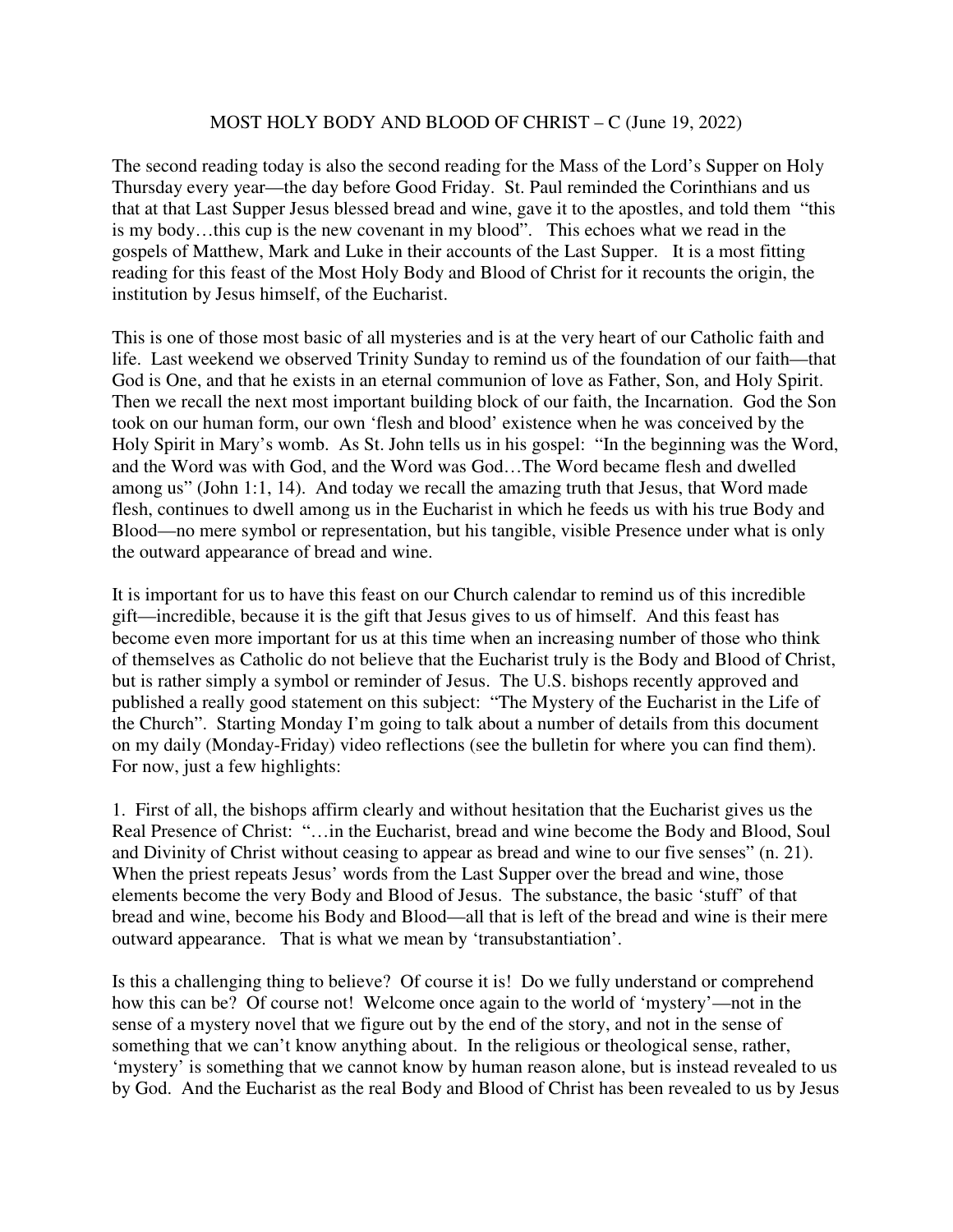# MOST HOLY BODY AND BLOOD OF CHRIST – C (June 19, 2022)

The second reading today is also the second reading for the Mass of the Lord's Supper on Holy Thursday every year—the day before Good Friday. St. Paul reminded the Corinthians and us that at that Last Supper Jesus blessed bread and wine, gave it to the apostles, and told them "this is my body…this cup is the new covenant in my blood". This echoes what we read in the gospels of Matthew, Mark and Luke in their accounts of the Last Supper. It is a most fitting reading for this feast of the Most Holy Body and Blood of Christ for it recounts the origin, the institution by Jesus himself, of the Eucharist.

This is one of those most basic of all mysteries and is at the very heart of our Catholic faith and life. Last weekend we observed Trinity Sunday to remind us of the foundation of our faith—that God is One, and that he exists in an eternal communion of love as Father, Son, and Holy Spirit. Then we recall the next most important building block of our faith, the Incarnation. God the Son took on our human form, our own 'flesh and blood' existence when he was conceived by the Holy Spirit in Mary's womb. As St. John tells us in his gospel: "In the beginning was the Word, and the Word was with God, and the Word was God…The Word became flesh and dwelled among us" (John 1:1, 14). And today we recall the amazing truth that Jesus, that Word made flesh, continues to dwell among us in the Eucharist in which he feeds us with his true Body and Blood—no mere symbol or representation, but his tangible, visible Presence under what is only the outward appearance of bread and wine.

It is important for us to have this feast on our Church calendar to remind us of this incredible gift—incredible, because it is the gift that Jesus gives to us of himself. And this feast has become even more important for us at this time when an increasing number of those who think of themselves as Catholic do not believe that the Eucharist truly is the Body and Blood of Christ, but is rather simply a symbol or reminder of Jesus. The U.S. bishops recently approved and published a really good statement on this subject: "The Mystery of the Eucharist in the Life of the Church". Starting Monday I'm going to talk about a number of details from this document on my daily (Monday-Friday) video reflections (see the bulletin for where you can find them). For now, just a few highlights:

1. First of all, the bishops affirm clearly and without hesitation that the Eucharist gives us the Real Presence of Christ: "…in the Eucharist, bread and wine become the Body and Blood, Soul and Divinity of Christ without ceasing to appear as bread and wine to our five senses" (n. 21). When the priest repeats Jesus' words from the Last Supper over the bread and wine, those elements become the very Body and Blood of Jesus. The substance, the basic 'stuff' of that bread and wine, become his Body and Blood—all that is left of the bread and wine is their mere outward appearance. That is what we mean by 'transubstantiation'.

Is this a challenging thing to believe? Of course it is! Do we fully understand or comprehend how this can be? Of course not! Welcome once again to the world of 'mystery'—not in the sense of a mystery novel that we figure out by the end of the story, and not in the sense of something that we can't know anything about. In the religious or theological sense, rather, 'mystery' is something that we cannot know by human reason alone, but is instead revealed to us by God. And the Eucharist as the real Body and Blood of Christ has been revealed to us by Jesus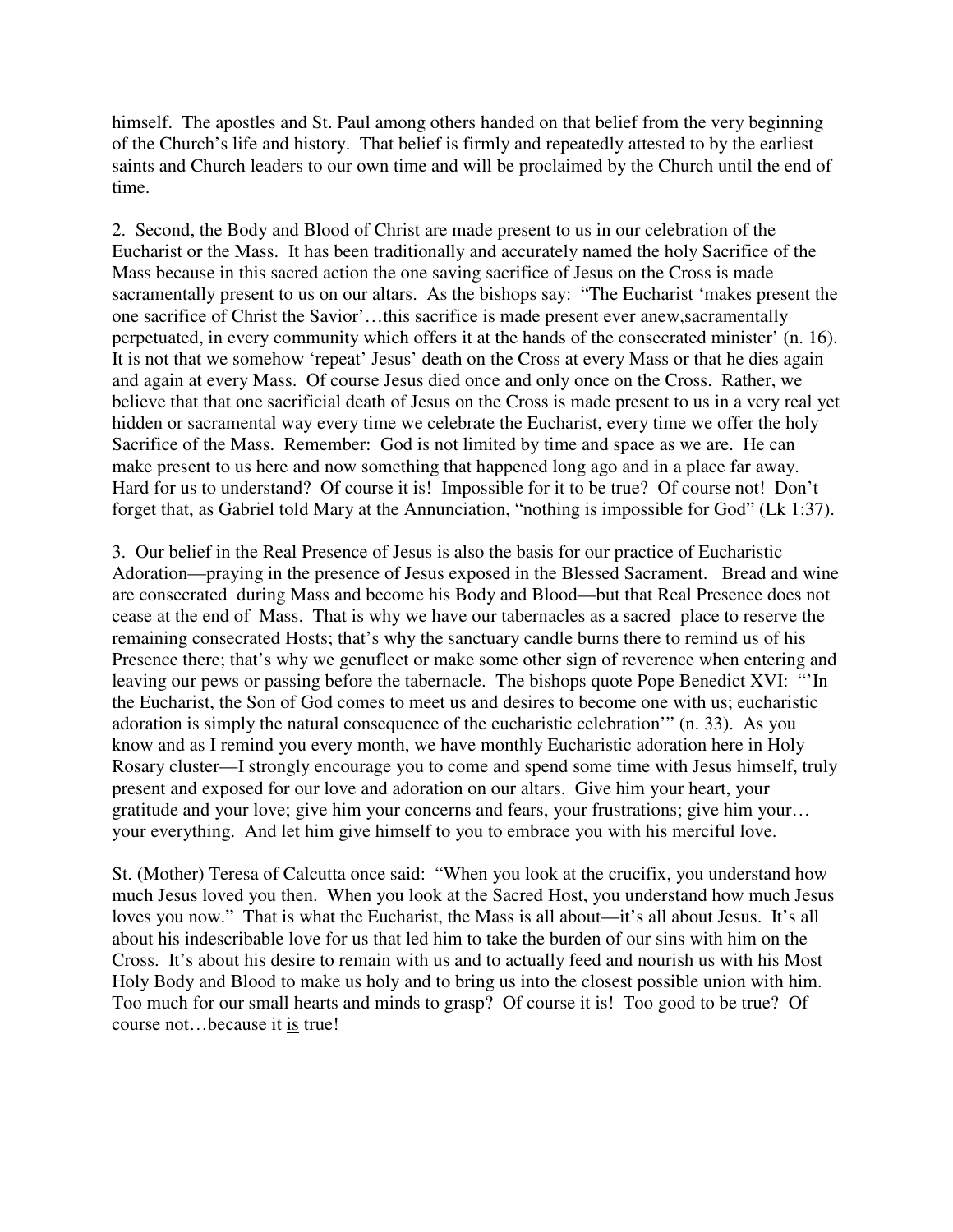himself. The apostles and St. Paul among others handed on that belief from the very beginning of the Church's life and history. That belief is firmly and repeatedly attested to by the earliest saints and Church leaders to our own time and will be proclaimed by the Church until the end of time.

2. Second, the Body and Blood of Christ are made present to us in our celebration of the Eucharist or the Mass. It has been traditionally and accurately named the holy Sacrifice of the Mass because in this sacred action the one saving sacrifice of Jesus on the Cross is made sacramentally present to us on our altars. As the bishops say: "The Eucharist 'makes present the one sacrifice of Christ the Savior'…this sacrifice is made present ever anew,sacramentally perpetuated, in every community which offers it at the hands of the consecrated minister' (n. 16). It is not that we somehow 'repeat' Jesus' death on the Cross at every Mass or that he dies again and again at every Mass. Of course Jesus died once and only once on the Cross. Rather, we believe that that one sacrificial death of Jesus on the Cross is made present to us in a very real yet hidden or sacramental way every time we celebrate the Eucharist, every time we offer the holy Sacrifice of the Mass. Remember: God is not limited by time and space as we are. He can make present to us here and now something that happened long ago and in a place far away. Hard for us to understand? Of course it is! Impossible for it to be true? Of course not! Don't forget that, as Gabriel told Mary at the Annunciation, "nothing is impossible for God" (Lk 1:37).

3. Our belief in the Real Presence of Jesus is also the basis for our practice of Eucharistic Adoration—praying in the presence of Jesus exposed in the Blessed Sacrament. Bread and wine are consecrated during Mass and become his Body and Blood—but that Real Presence does not cease at the end of Mass. That is why we have our tabernacles as a sacred place to reserve the remaining consecrated Hosts; that's why the sanctuary candle burns there to remind us of his Presence there; that's why we genuflect or make some other sign of reverence when entering and leaving our pews or passing before the tabernacle. The bishops quote Pope Benedict XVI: "'In the Eucharist, the Son of God comes to meet us and desires to become one with us; eucharistic adoration is simply the natural consequence of the eucharistic celebration'" (n. 33). As you know and as I remind you every month, we have monthly Eucharistic adoration here in Holy Rosary cluster—I strongly encourage you to come and spend some time with Jesus himself, truly present and exposed for our love and adoration on our altars. Give him your heart, your gratitude and your love; give him your concerns and fears, your frustrations; give him your… your everything. And let him give himself to you to embrace you with his merciful love.

St. (Mother) Teresa of Calcutta once said: "When you look at the crucifix, you understand how much Jesus loved you then. When you look at the Sacred Host, you understand how much Jesus loves you now." That is what the Eucharist, the Mass is all about—it's all about Jesus. It's all about his indescribable love for us that led him to take the burden of our sins with him on the Cross. It's about his desire to remain with us and to actually feed and nourish us with his Most Holy Body and Blood to make us holy and to bring us into the closest possible union with him. Too much for our small hearts and minds to grasp? Of course it is! Too good to be true? Of course not…because it <u>is</u> true!